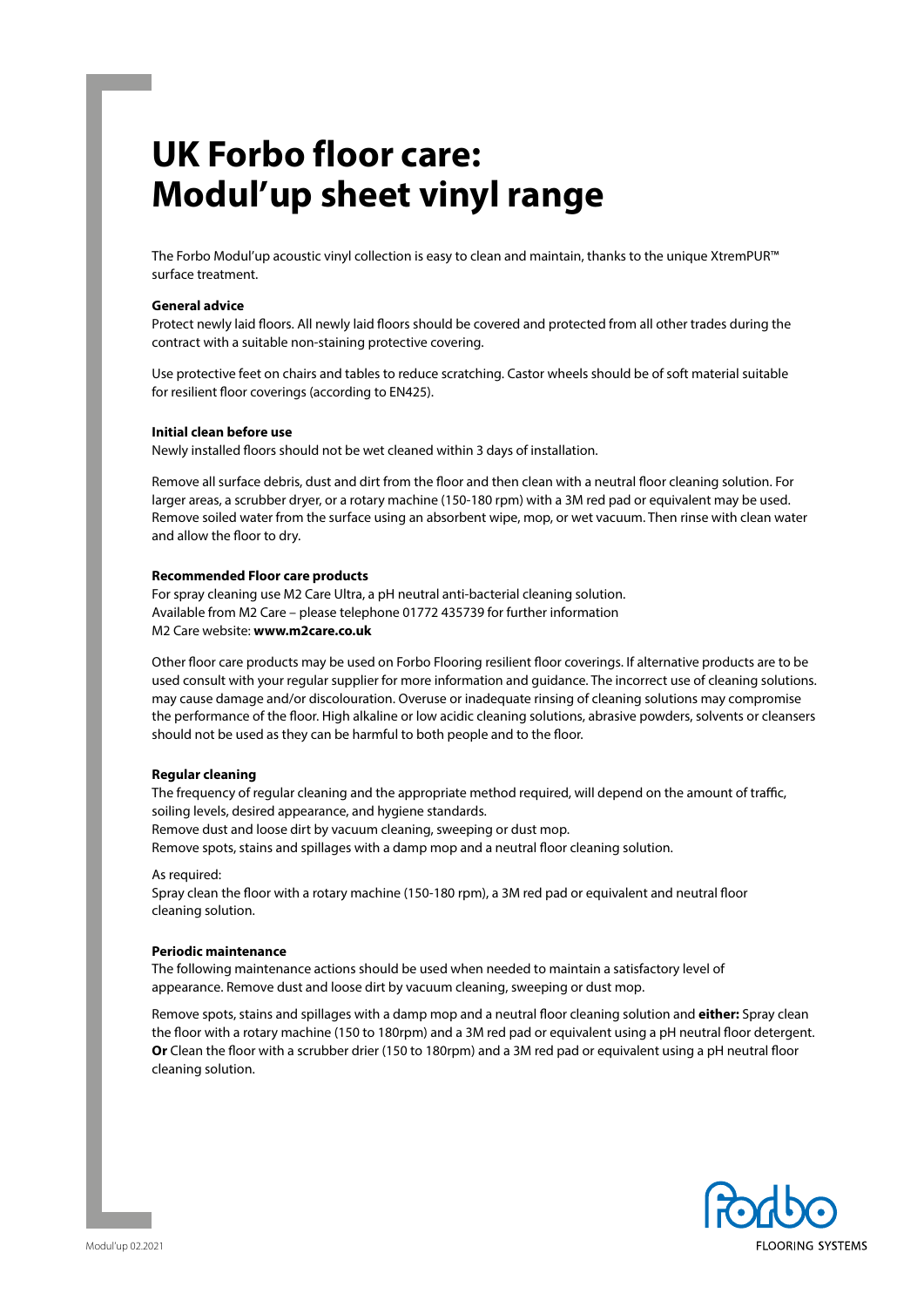# UK Forbo floor care: Modul'up sheet vinyl range

The Forbo Modul'up acoustic vinyl collection is easy to clean and maintain, thanks to the unique XtremPUR™ surface treatment.

**General advice**

Protect newly laid floors. All newly laid floors should be covered and protected from all other trades during the contract with a suitable non-staining protective covering.

Use protective feet on chairs and tables to reduce scratching. Castor wheels should be of soft material suitable for resilient floor coverings (according to EN425).

**Initial clean before use**

Newly installed floors should not be wet cleaned within 3 days of installation.

Remove all surface debris, dust and dirt from the floor and then clean with a neutral floor cleaning solution. For larger areas, a scrubber dryer, or a rotary machine (150-180 rpm) with a 3M red pad or equivalent may be used. Remove soiled water from the surface using an absorbent wipe, mop, or wet vacuum. Then rinse with clean water and allow the floor to dry.

**Recommended Floor care products**

For spray cleaning use M2 Care Ultra, a pH neutral anti-bacterial cleaning solution.
Available from M2 Care – please telephone 01772 435739 for further information
M2 Care website: **www.m2care.co.uk**

Other floor care products may be used on Forbo Flooring resilient floor coverings. If alternative products are to be used consult with your regular supplier for more information and guidance. The incorrect use of cleaning solutions. may cause damage and/or discolouration. Overuse or inadequate rinsing of cleaning solutions may compromise the performance of the floor. High alkaline or low acidic cleaning solutions, abrasive powders, solvents or cleansers should not be used as they can be harmful to both people and to the floor.

**Regular cleaning**

The frequency of regular cleaning and the appropriate method required, will depend on the amount of traffic, soiling levels, desired appearance, and hygiene standards.
Remove dust and loose dirt by vacuum cleaning, sweeping or dust mop.
Remove spots, stains and spillages with a damp mop and a neutral floor cleaning solution.

As required:
Spray clean the floor with a rotary machine (150-180 rpm), a 3M red pad or equivalent and neutral floor cleaning solution.

**Periodic maintenance**

The following maintenance actions should be used when needed to maintain a satisfactory level of appearance. Remove dust and loose dirt by vacuum cleaning, sweeping or dust mop.

Remove spots, stains and spillages with a damp mop and a neutral floor cleaning solution and **either:** Spray clean the floor with a rotary machine (150 to 180rpm) and a 3M red pad or equivalent using a pH neutral floor detergent. **Or** Clean the floor with a scrubber drier (150 to 180rpm) and a 3M red pad or equivalent using a pH neutral floor cleaning solution.

Modul'up 02.2021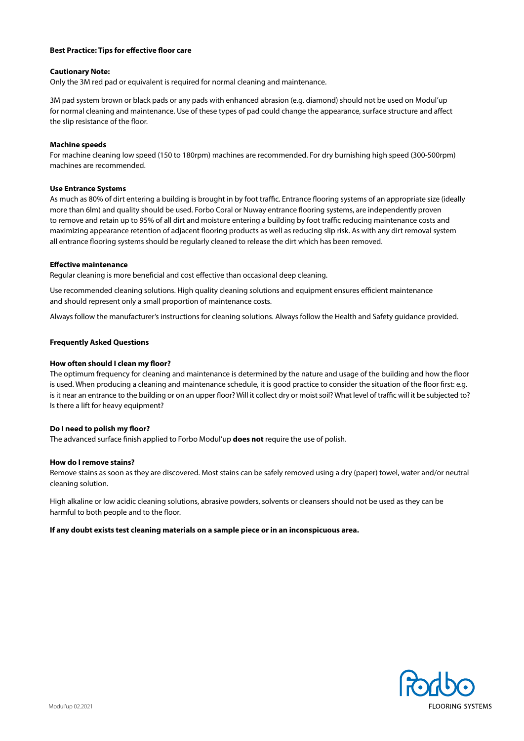**Best Practice: Tips for effective floor care**

**Cautionary Note:**

Only the 3M red pad or equivalent is required for normal cleaning and maintenance.

3M pad system brown or black pads or any pads with enhanced abrasion (e.g. diamond) should not be used on Modul'up for normal cleaning and maintenance. Use of these types of pad could change the appearance, surface structure and affect the slip resistance of the floor.

**Machine speeds**

For machine cleaning low speed (150 to 180rpm) machines are recommended. For dry burnishing high speed (300-500rpm) machines are recommended.

**Use Entrance Systems**

As much as 80% of dirt entering a building is brought in by foot traffic. Entrance flooring systems of an appropriate size (ideally more than 6lm) and quality should be used. Forbo Coral or Nuway entrance flooring systems, are independently proven to remove and retain up to 95% of all dirt and moisture entering a building by foot traffic reducing maintenance costs and maximizing appearance retention of adjacent flooring products as well as reducing slip risk. As with any dirt removal system all entrance flooring systems should be regularly cleaned to release the dirt which has been removed.

**Effective maintenance**

Regular cleaning is more beneficial and cost effective than occasional deep cleaning.

Use recommended cleaning solutions. High quality cleaning solutions and equipment ensures efficient maintenance and should represent only a small proportion of maintenance costs.

Always follow the manufacturer's instructions for cleaning solutions. Always follow the Health and Safety guidance provided.

**Frequently Asked Questions**

**How often should I clean my floor?**

The optimum frequency for cleaning and maintenance is determined by the nature and usage of the building and how the floor is used. When producing a cleaning and maintenance schedule, it is good practice to consider the situation of the floor first: e.g. is it near an entrance to the building or on an upper floor? Will it collect dry or moist soil? What level of traffic will it be subjected to? Is there a lift for heavy equipment?

**Do I need to polish my floor?**

The advanced surface finish applied to Forbo Modul'up **does not** require the use of polish.

**How do I remove stains?**

Remove stains as soon as they are discovered. Most stains can be safely removed using a dry (paper) towel, water and/or neutral cleaning solution.

High alkaline or low acidic cleaning solutions, abrasive powders, solvents or cleansers should not be used as they can be harmful to both people and to the floor.

**If any doubt exists test cleaning materials on a sample piece or in an inconspicuous area.**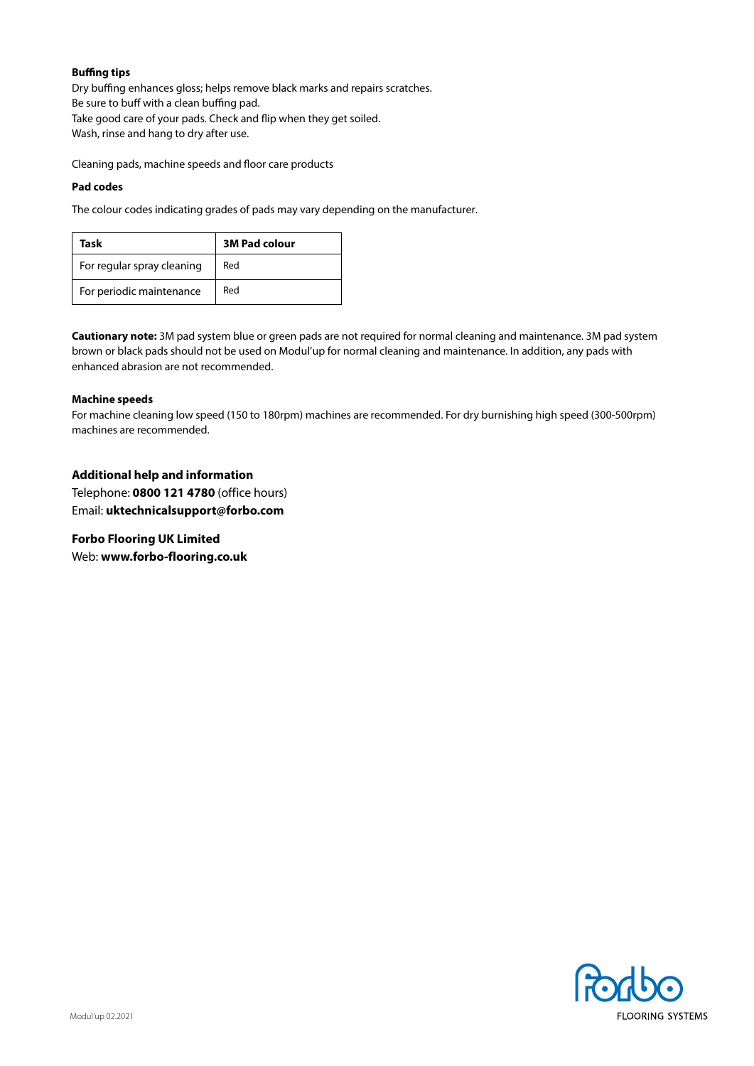**Buffing tips**

Dry buffing enhances gloss; helps remove black marks and repairs scratches.
Be sure to buff with a clean buffing pad.
Take good care of your pads. Check and flip when they get soiled.
Wash, rinse and hang to dry after use.

Cleaning pads, machine speeds and floor care products

**Pad codes**

The colour codes indicating grades of pads may vary depending on the manufacturer.

| Task | 3M Pad colour |
|---|---|
| For regular spray cleaning | Red |
| For periodic maintenance | Red |

**Cautionary note:** 3M pad system blue or green pads are not required for normal cleaning and maintenance. 3M pad system brown or black pads should not be used on Modul'up for normal cleaning and maintenance. In addition, any pads with enhanced abrasion are not recommended.

**Machine speeds**

For machine cleaning low speed (150 to 180rpm) machines are recommended. For dry burnishing high speed (300-500rpm) machines are recommended.

**Additional help and information**

Telephone: **0800 121 4780** (office hours)
Email: **uktechnicalsupport@forbo.com**

**Forbo Flooring UK Limited**

Web: **www.forbo-flooring.co.uk**

Modul'up 02.2021